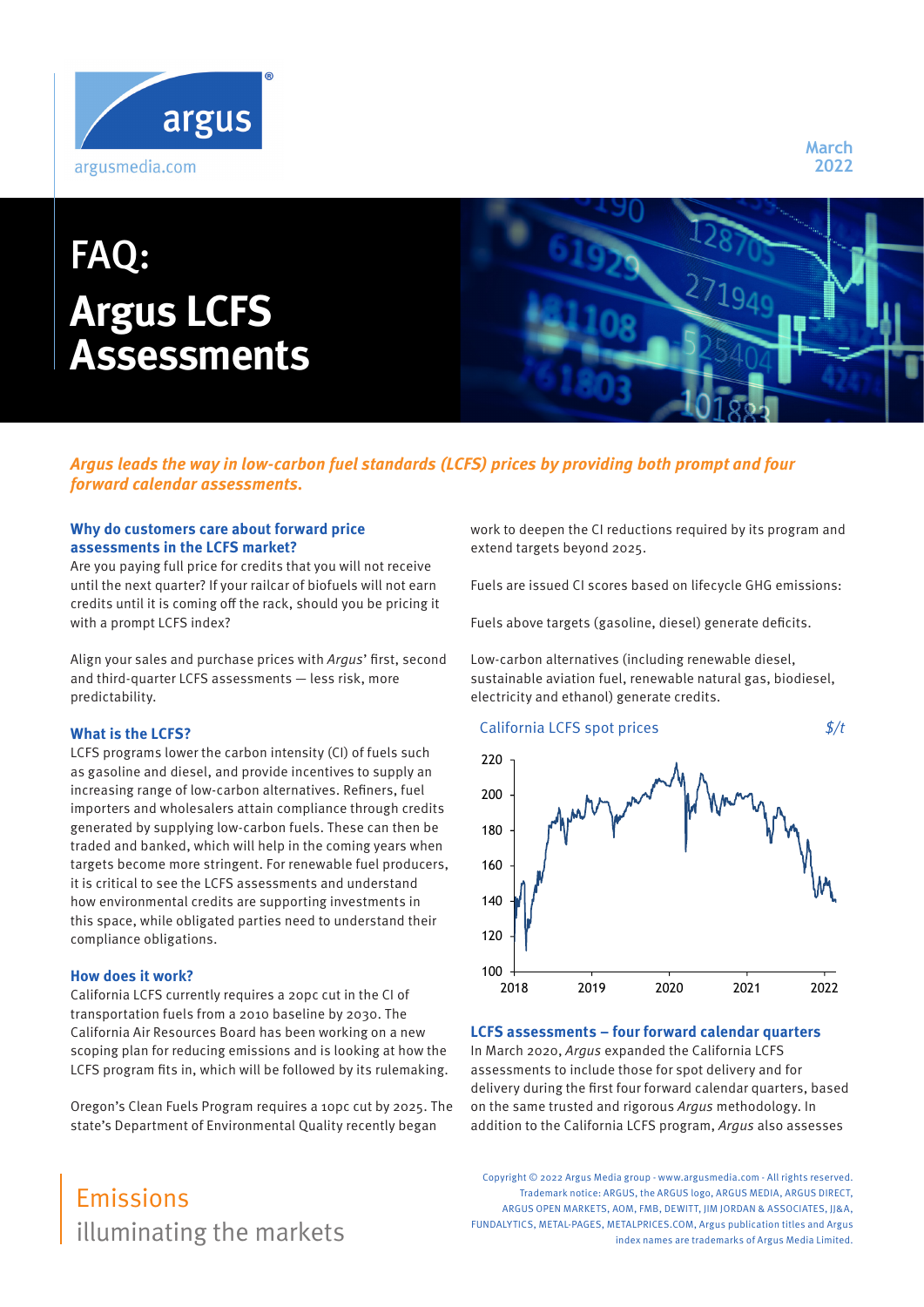March 2022

# FAQ: Argus LCFS Assessments

*Argus leads the way in low-carbon fuel standards (LCFS) prices by providing both prompt and four forward calendar assessments.*

## Why do customers care about forward price assessments in the LCFS market?

Are you paying full price for credits that you will not receive until the next quarter? If your railcar of biofuels will not earn credits until it is coming off the rack, should you be pricing it with a prompt LCFS index?

Align your sales and purchase prices with *Argus*' first, second and third-quarter LCFS assessments — less risk, more predictability.

## What is the LCFS?

LCFS programs lower the carbon intensity (CI) of fuels such as gasoline and diesel, and provide incentives to supply an increasing range of low-carbon alternatives. Refiners, fuel importers and wholesalers attain compliance through credits generated by supplying low-carbon fuels. These can then be traded and banked, which will help in the coming years when targets become more stringent. For renewable fuel producers, it is critical to see the LCFS assessments and understand how environmental credits are supporting investments in this space, while obligated parties need to understand their compliance obligations.

## How does it work?

California LCFS currently requires a 20pc cut in the CI of transportation fuels from a 2010 baseline by 2030. The California Air Resources Board has been working on a new scoping plan for reducing emissions and is looking at how the LCFS program fits in, which will be followed by its rulemaking.

Oregon's Clean Fuels Program requires a 10pc cut by 2025. The state's Department of Environmental Quality recently began work to deepen the CI reductions required by its program and extend targets beyond 2025.

Fuels are issued CI scores based on lifecycle GHG emissions:

Fuels above targets (gasoline, diesel) generate deficits.

Low-carbon alternatives (including renewable diesel, sustainable aviation fuel, renewable natural gas, biodiesel, electricity and ethanol) generate credits.

California LCFS spot prices — $/t

## LCFS assessments – four forward calendar quarters

In March 2020, *Argus* expanded the California LCFS assessments to include those for spot delivery and for delivery during the first four forward calendar quarters, based on the same trusted and rigorous *Argus* methodology. In addition to the California LCFS program, *Argus* also assesses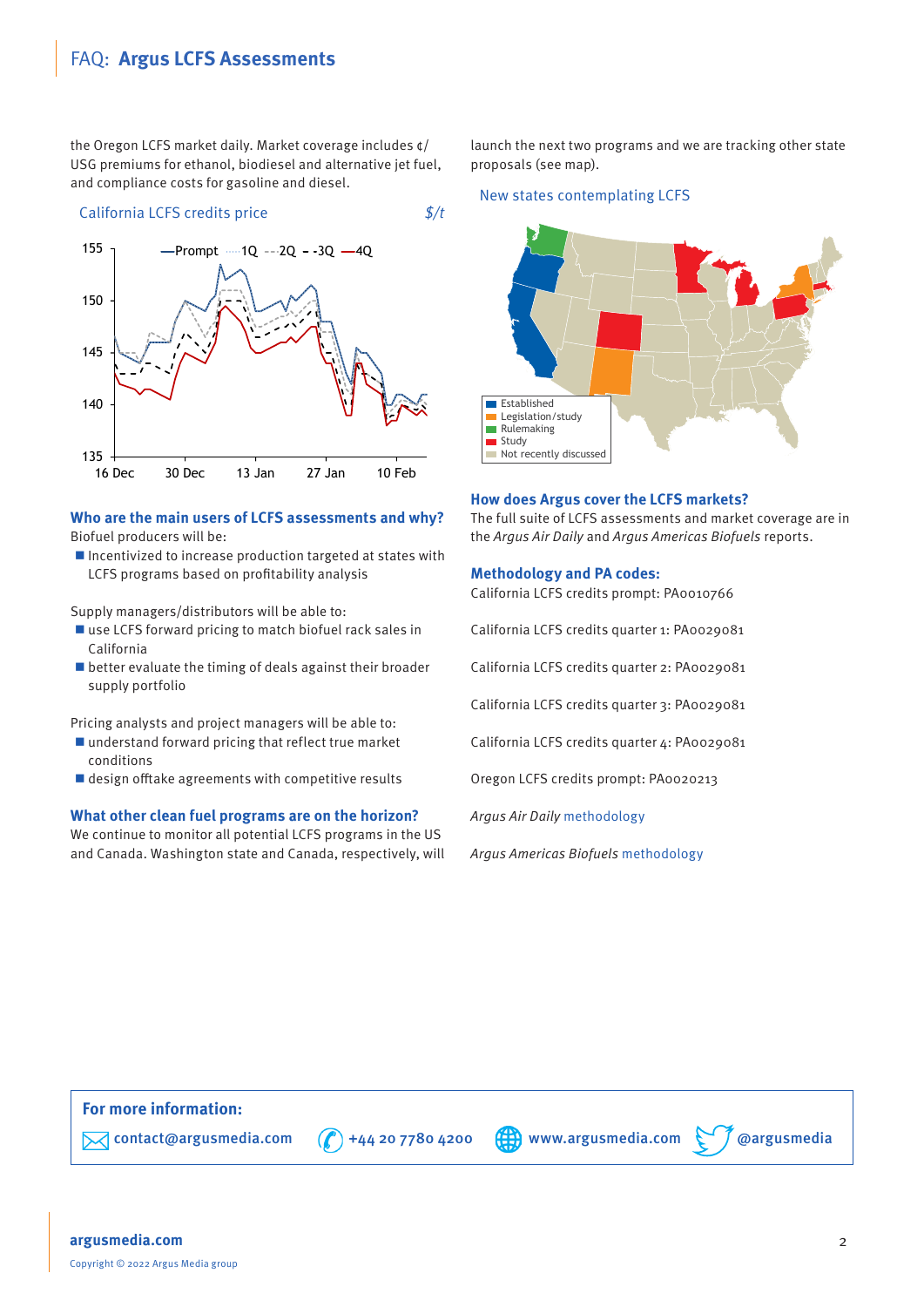# FAQ: Argus LCFS Assessments

the Oregon LCFS market daily. Market coverage includes ¢/USG premiums for ethanol, biodiesel and alternative jet fuel, and compliance costs for gasoline and diesel.

California LCFS credits price

$/t

Prompt 1Q 2Q 3Q 4Q

155
150
145
140
135

16 Dec 30 Dec 13 Jan 27 Jan 10 Feb

## Who are the main users of LCFS assessments and why?

Biofuel producers will be:

- Incentivized to increase production targeted at states with LCFS programs based on profitability analysis

Supply managers/distributors will be able to:

- use LCFS forward pricing to match biofuel rack sales in California
- better evaluate the timing of deals against their broader supply portfolio

Pricing analysts and project managers will be able to:

- understand forward pricing that reflect true market conditions
- design offtake agreements with competitive results

## What other clean fuel programs are on the horizon?

We continue to monitor all potential LCFS programs in the US and Canada. Washington state and Canada, respectively, will launch the next two programs and we are tracking other state proposals (see map).

New states contemplating LCFS

Established
Legislation/study
Rulemaking
Study
Not recently discussed

## How does Argus cover the LCFS markets?

The full suite of LCFS assessments and market coverage are in the *Argus Air Daily* and *Argus Americas Biofuels* reports.

## Methodology and PA codes:

California LCFS credits prompt: PA0010766

California LCFS credits quarter 1: PA0029081

California LCFS credits quarter 2: PA0029081

California LCFS credits quarter 3: PA0029081

California LCFS credits quarter 4: PA0029081

Oregon LCFS credits prompt: PA0020213

*Argus Air Daily* methodology

*Argus Americas Biofuels* methodology

**For more information:**

contact@argusmedia.com +44 20 7780 4200 www.argusmedia.com @argusmedia

argusmedia.com

Copyright © 2022 Argus Media group